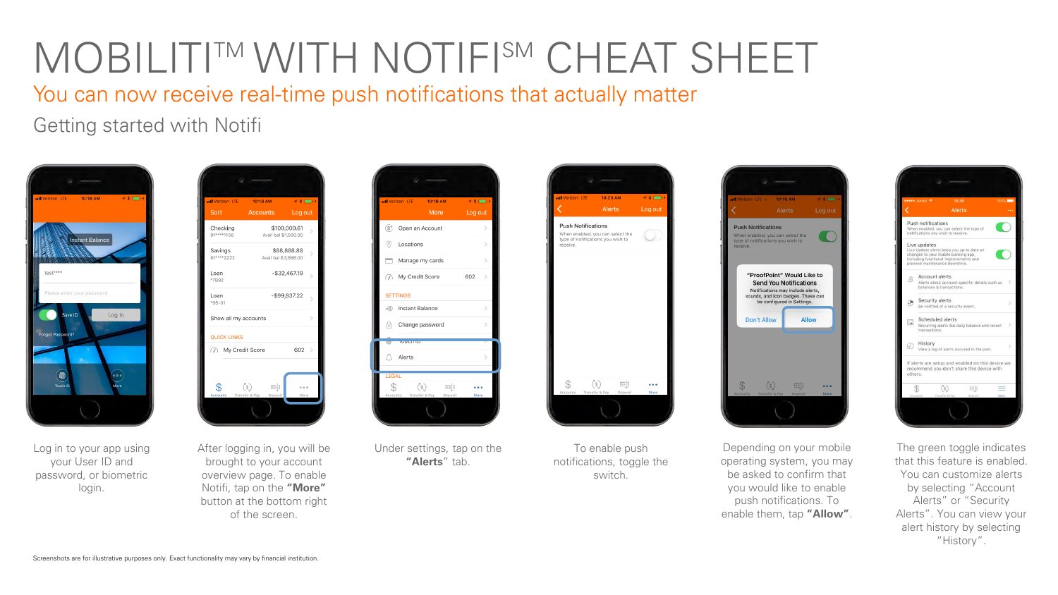# MOBILITI™ WITH NOTIFI℠ CHEAT SHEET

## You can now receive real-time push notifications that actually matter

### Getting started with Notifi

Log in to your app using your User ID and password, or biometric login.

After logging in, you will be brought to your account overview page. To enable Notifi, tap on the **"More"** button at the bottom right of the screen.

Under settings, tap on the **"Alerts"** tab.

To enable push notifications, toggle the switch.

Depending on your mobile operating system, you may be asked to confirm that you would like to enable push notifications. To enable them, tap **"Allow"**.

The green toggle indicates that this feature is enabled. You can customize alerts by selecting "Account Alerts" or "Security Alerts". You can view your alert history by selecting "History".

Screenshots are for illustrative purposes only. Exact functionality may vary by financial institution.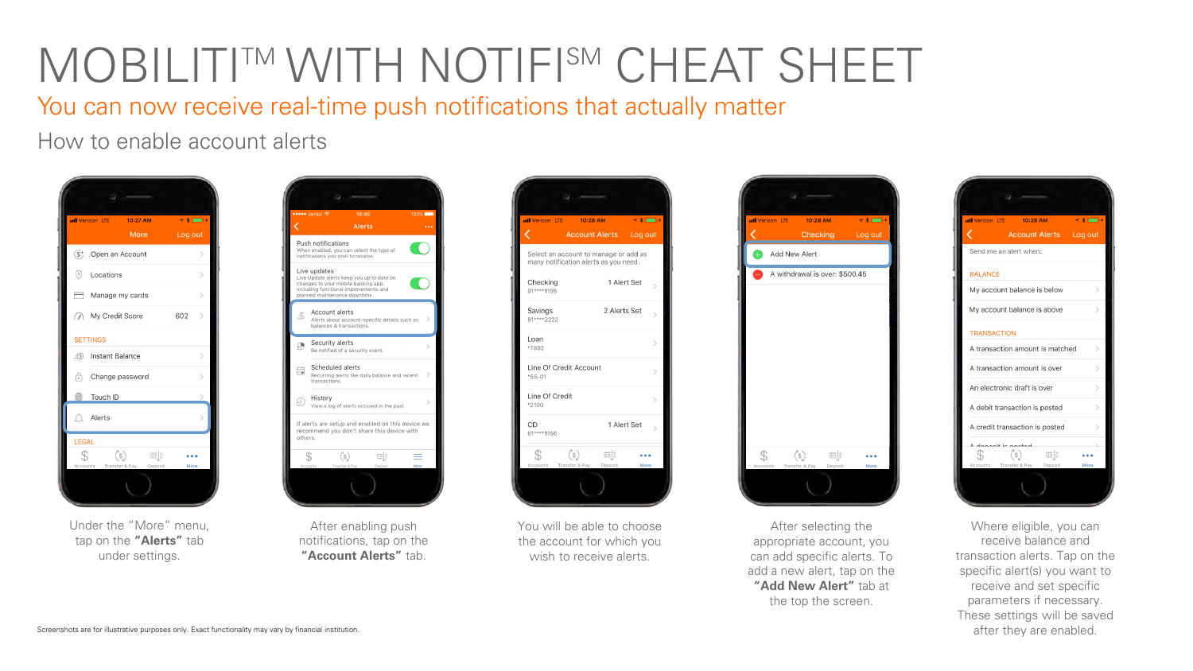# MOBILITI™ WITH NOTIFI℠ CHEAT SHEET

## You can now receive real-time push notifications that actually matter

### How to enable account alerts

Under the "More" menu, tap on the **"Alerts"** tab under settings.

After enabling push notifications, tap on the **"Account Alerts"** tab.

You will be able to choose the account for which you wish to receive alerts.

After selecting the appropriate account, you can add specific alerts. To add a new alert, tap on the **"Add New Alert"** tab at the top the screen.

Where eligible, you can receive balance and transaction alerts. Tap on the specific alert(s) you want to receive and set specific parameters if necessary. These settings will be saved after they are enabled.

Screenshots are for illustrative purposes only. Exact functionality may vary by financial institution.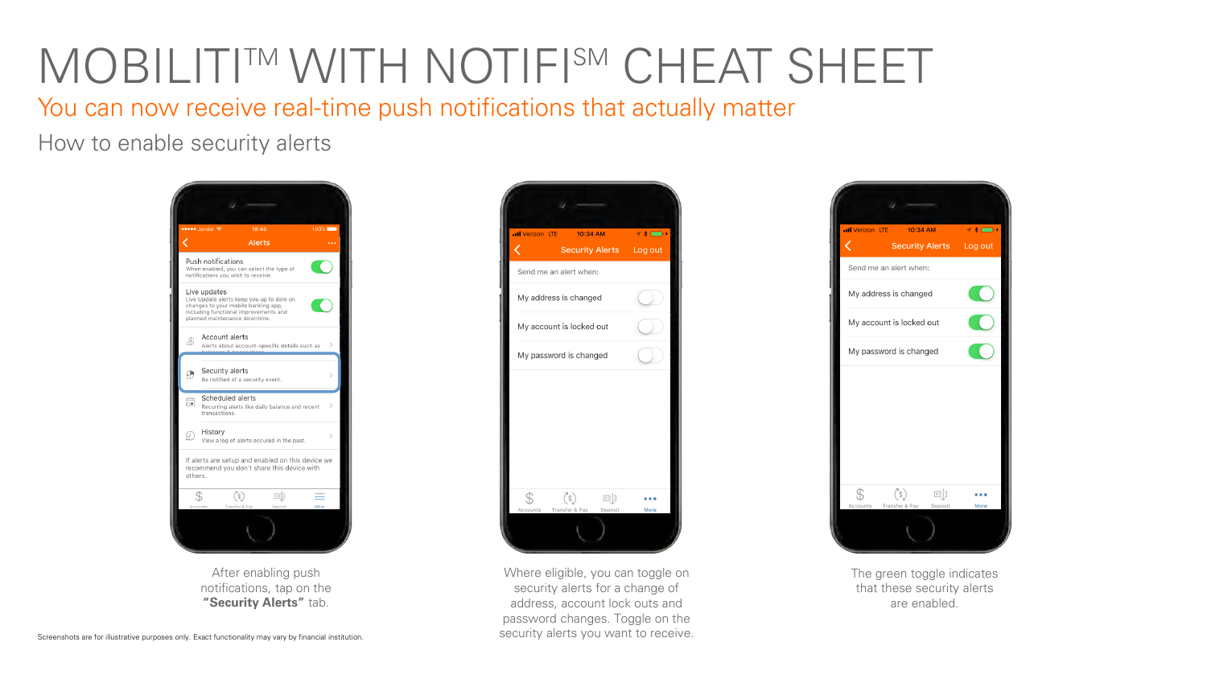# MOBILITI™ WITH NOTIFI℠ CHEAT SHEET

## You can now receive real-time push notifications that actually matter

### How to enable security alerts

After enabling push notifications, tap on the **"Security Alerts"** tab.

Where eligible, you can toggle on security alerts for a change of address, account lock outs and password changes. Toggle on the security alerts you want to receive.

The green toggle indicates that these security alerts are enabled.

Screenshots are for illustrative purposes only. Exact functionality may vary by financial institution.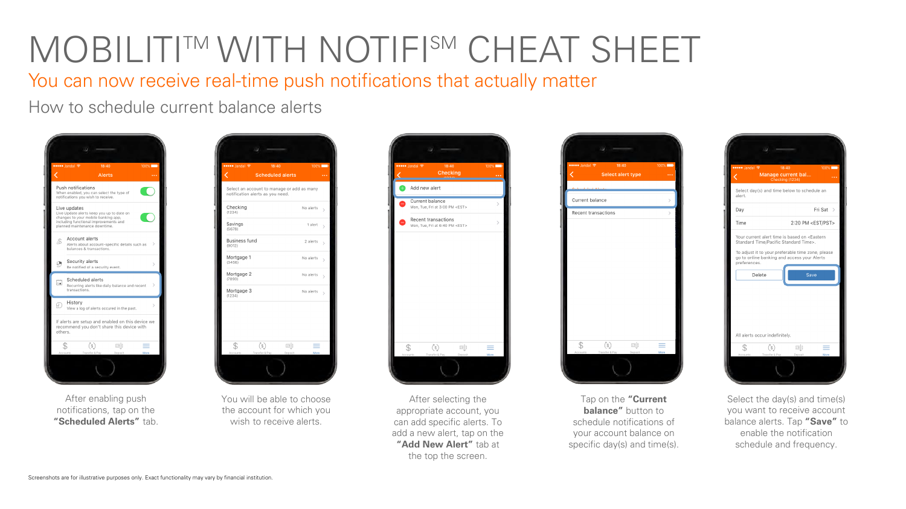# MOBILITI™ WITH NOTIFI℠ CHEAT SHEET

## You can now receive real-time push notifications that actually matter

### How to schedule current balance alerts

After enabling push notifications, tap on the **"Scheduled Alerts"** tab.

You will be able to choose the account for which you wish to receive alerts.

After selecting the appropriate account, you can add specific alerts. To add a new alert, tap on the **"Add New Alert"** tab at the top the screen.

Tap on the **"Current balance"** button to schedule notifications of your account balance on specific day(s) and time(s).

Select the day(s) and time(s) you want to receive account balance alerts. Tap **"Save"** to enable the notification schedule and frequency.

Screenshots are for illustrative purposes only. Exact functionality may vary by financial institution.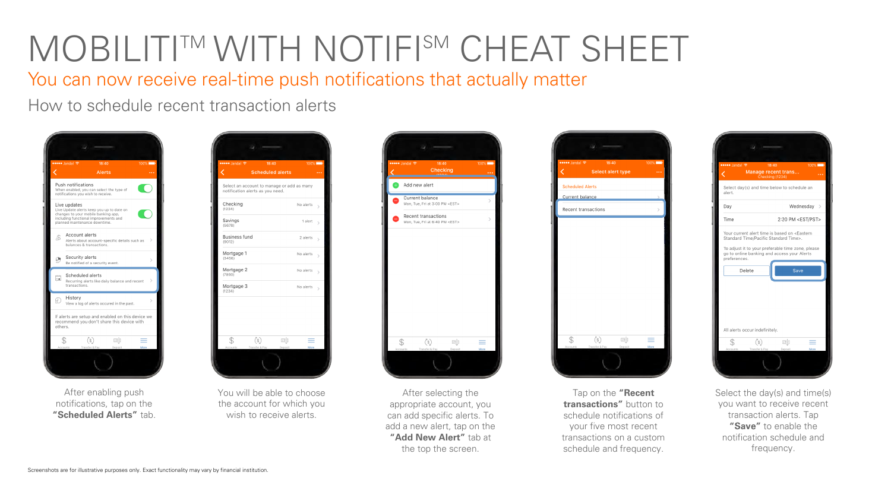# MOBILITI™ WITH NOTIFI℠ CHEAT SHEET

## You can now receive real-time push notifications that actually matter

### How to schedule recent transaction alerts

After enabling push notifications, tap on the **"Scheduled Alerts"** tab.

You will be able to choose the account for which you wish to receive alerts.

After selecting the appropriate account, you can add specific alerts. To add a new alert, tap on the **"Add New Alert"** tab at the top the screen.

Tap on the **"Recent transactions"** button to schedule notifications of your five most recent transactions on a custom schedule and frequency.

Select the day(s) and time(s) you want to receive recent transaction alerts. Tap **"Save"** to enable the notification schedule and frequency.

Screenshots are for illustrative purposes only. Exact functionality may vary by financial institution.